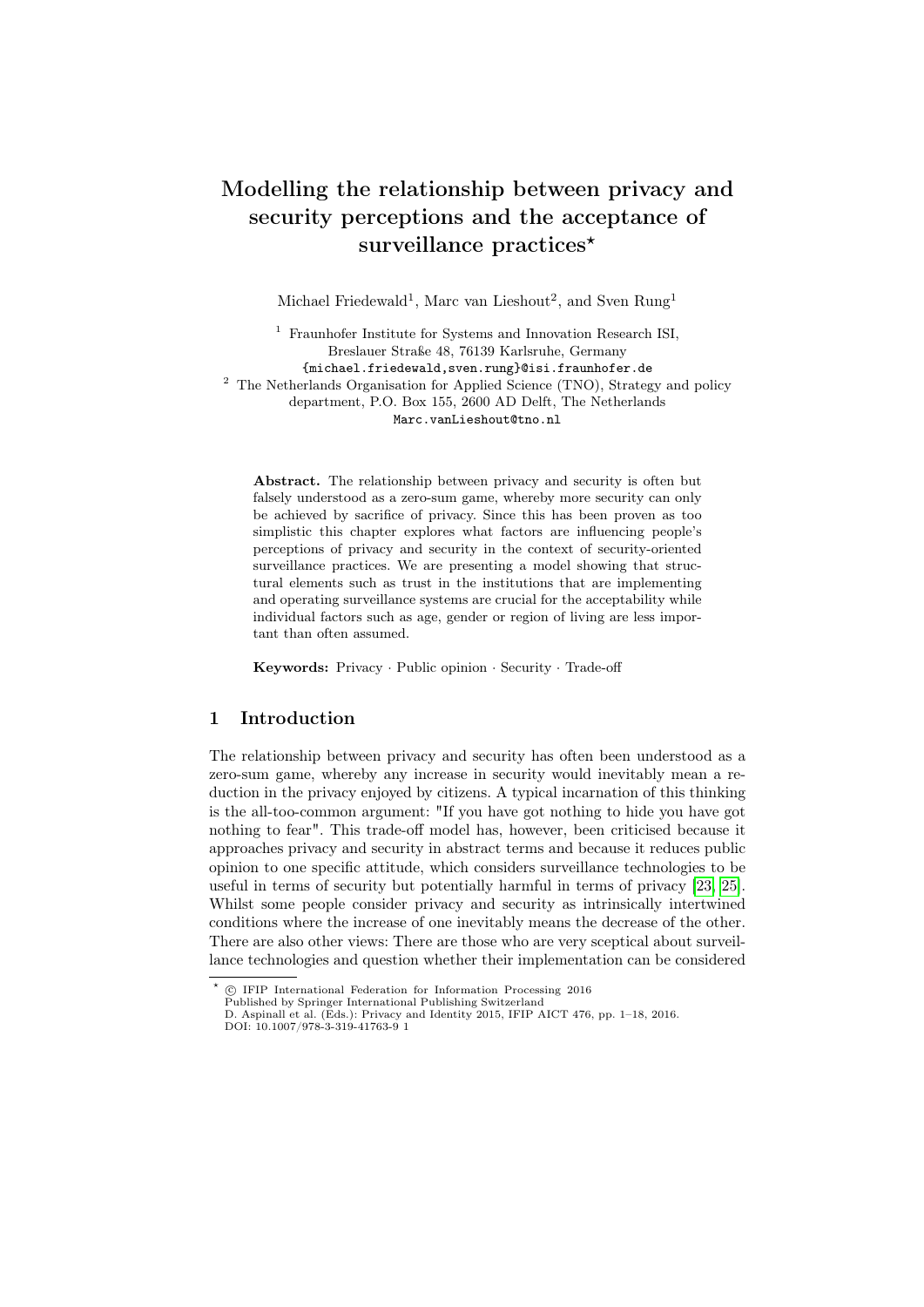# Modelling the relationship between privacy and security perceptions and the acceptance of surveillance practices*

Michael Friedewald[1], Marc van Lieshout[2], and Sven Rung[1]

[1] Fraunhofer Institute for Systems and Innovation Research ISI, Breslauer Straße 48, 76139 Karlsruhe, Germany
{michael.friedewald,sven.rung}@isi.fraunhofer.de

[2] The Netherlands Organisation for Applied Science (TNO), Strategy and policy department, P.O. Box 155, 2600 AD Delft, The Netherlands
Marc.vanLieshout@tno.nl

**Abstract.** The relationship between privacy and security is often but falsely understood as a zero-sum game, whereby more security can only be achieved by sacrifice of privacy. Since this has been proven as too simplistic this chapter explores what factors are influencing people's perceptions of privacy and security in the context of security-oriented surveillance practices. We are presenting a model showing that structural elements such as trust in the institutions that are implementing and operating surveillance systems are crucial for the acceptability while individual factors such as age, gender or region of living are less important than often assumed.

**Keywords:** Privacy · Public opinion · Security · Trade-off

## 1 Introduction

The relationship between privacy and security has often been understood as a zero-sum game, whereby any increase in security would inevitably mean a reduction in the privacy enjoyed by citizens. A typical incarnation of this thinking is the all-too-common argument: "If you have got nothing to hide you have got nothing to fear". This trade-off model has, however, been criticised because it approaches privacy and security in abstract terms and because it reduces public opinion to one specific attitude, which considers surveillance technologies to be useful in terms of security but potentially harmful in terms of privacy [23, 25]. Whilst some people consider privacy and security as intrinsically intertwined conditions where the increase of one inevitably means the decrease of the other. There are also other views: There are those who are very sceptical about surveillance technologies and question whether their implementation can be considered

---

* © IFIP International Federation for Information Processing 2016
Published by Springer International Publishing Switzerland
D. Aspinall et al. (Eds.): Privacy and Identity 2015, IFIP AICT 476, pp. 1–18, 2016.
DOI: 10.1007/978-3-319-41763-9 1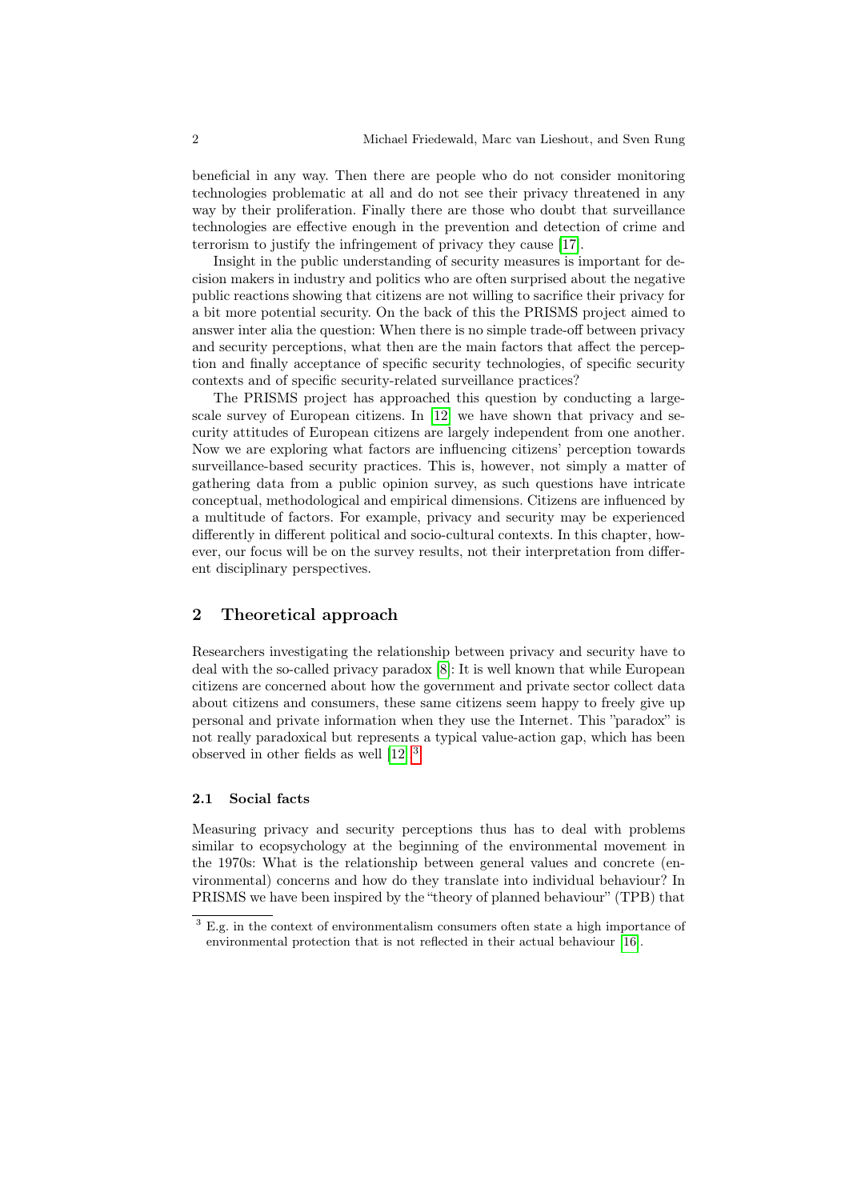beneficial in any way. Then there are people who do not consider monitoring technologies problematic at all and do not see their privacy threatened in any way by their proliferation. Finally there are those who doubt that surveillance technologies are effective enough in the prevention and detection of crime and terrorism to justify the infringement of privacy they cause [17].

Insight in the public understanding of security measures is important for decision makers in industry and politics who are often surprised about the negative public reactions showing that citizens are not willing to sacrifice their privacy for a bit more potential security. On the back of this the PRISMS project aimed to answer inter alia the question: When there is no simple trade-off between privacy and security perceptions, what then are the main factors that affect the perception and finally acceptance of specific security technologies, of specific security contexts and of specific security-related surveillance practices?

The PRISMS project has approached this question by conducting a large-scale survey of European citizens. In [12] we have shown that privacy and security attitudes of European citizens are largely independent from one another. Now we are exploring what factors are influencing citizens' perception towards surveillance-based security practices. This is, however, not simply a matter of gathering data from a public opinion survey, as such questions have intricate conceptual, methodological and empirical dimensions. Citizens are influenced by a multitude of factors. For example, privacy and security may be experienced differently in different political and socio-cultural contexts. In this chapter, however, our focus will be on the survey results, not their interpretation from different disciplinary perspectives.

## 2 Theoretical approach

Researchers investigating the relationship between privacy and security have to deal with the so-called privacy paradox [8]: It is well known that while European citizens are concerned about how the government and private sector collect data about citizens and consumers, these same citizens seem happy to freely give up personal and private information when they use the Internet. This "paradox" is not really paradoxical but represents a typical value-action gap, which has been observed in other fields as well [12].[3]

### 2.1 Social facts

Measuring privacy and security perceptions thus has to deal with problems similar to ecopsychology at the beginning of the environmental movement in the 1970s: What is the relationship between general values and concrete (environmental) concerns and how do they translate into individual behaviour? In PRISMS we have been inspired by the "theory of planned behaviour" (TPB) that

[3] E.g. in the context of environmentalism consumers often state a high importance of environmental protection that is not reflected in their actual behaviour [16].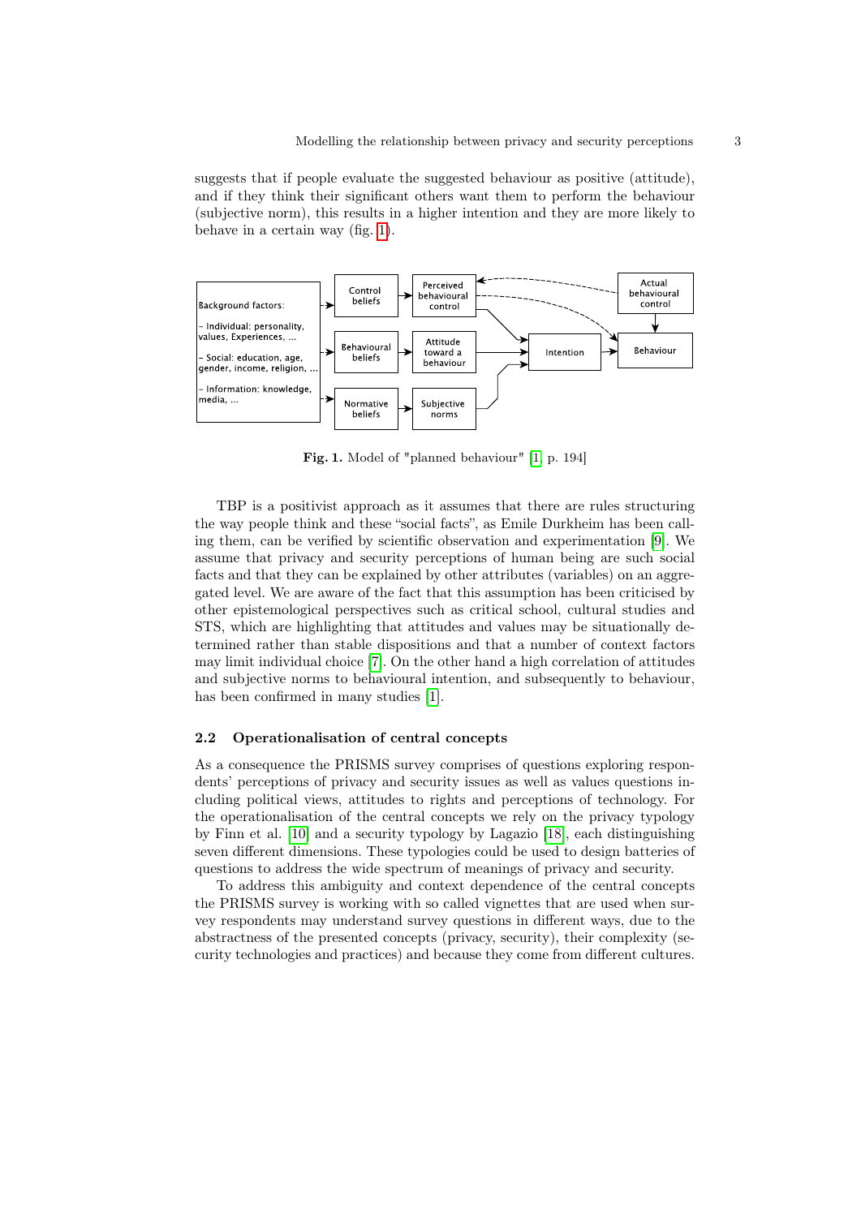suggests that if people evaluate the suggested behaviour as positive (attitude), and if they think their significant others want them to perform the behaviour (subjective norm), this results in a higher intention and they are more likely to behave in a certain way (fig. 1).

**Fig. 1.** Model of "planned behaviour" [1, p. 194]

TBP is a positivist approach as it assumes that there are rules structuring the way people think and these "social facts", as Emile Durkheim has been calling them, can be verified by scientific observation and experimentation [9]. We assume that privacy and security perceptions of human being are such social facts and that they can be explained by other attributes (variables) on an aggregated level. We are aware of the fact that this assumption has been criticised by other epistemological perspectives such as critical school, cultural studies and STS, which are highlighting that attitudes and values may be situationally determined rather than stable dispositions and that a number of context factors may limit individual choice [7]. On the other hand a high correlation of attitudes and subjective norms to behavioural intention, and subsequently to behaviour, has been confirmed in many studies [1].

### 2.2 Operationalisation of central concepts

As a consequence the PRISMS survey comprises of questions exploring respondents' perceptions of privacy and security issues as well as values questions including political views, attitudes to rights and perceptions of technology. For the operationalisation of the central concepts we rely on the privacy typology by Finn et al. [10] and a security typology by Lagazio [18], each distinguishing seven different dimensions. These typologies could be used to design batteries of questions to address the wide spectrum of meanings of privacy and security.

To address this ambiguity and context dependence of the central concepts the PRISMS survey is working with so called vignettes that are used when survey respondents may understand survey questions in different ways, due to the abstractness of the presented concepts (privacy, security), their complexity (security technologies and practices) and because they come from different cultures.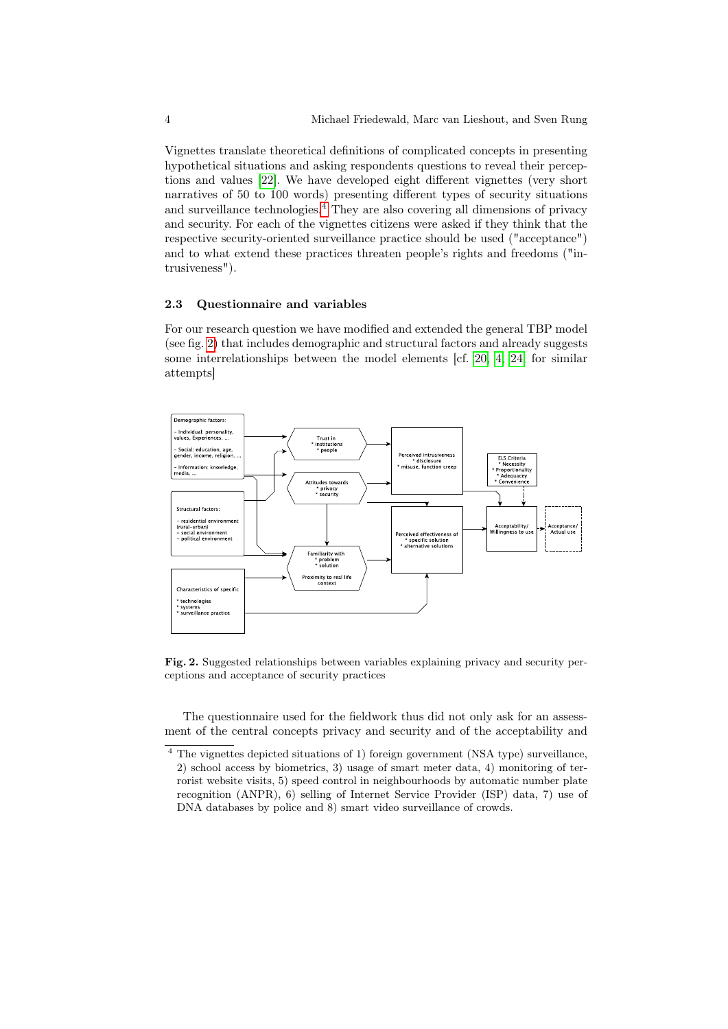Vignettes translate theoretical definitions of complicated concepts in presenting hypothetical situations and asking respondents questions to reveal their perceptions and values [22]. We have developed eight different vignettes (very short narratives of 50 to 100 words) presenting different types of security situations and surveillance technologies.[4] They are also covering all dimensions of privacy and security. For each of the vignettes citizens were asked if they think that the respective security-oriented surveillance practice should be used ("acceptance") and to what extend these practices threaten people's rights and freedoms ("intrusiveness").

### 2.3 Questionnaire and variables

For our research question we have modified and extended the general TBP model (see fig. 2) that includes demographic and structural factors and already suggests some interrelationships between the model elements [cf. [20], [4], [24] for similar attempts]

**Fig. 2.** Suggested relationships between variables explaining privacy and security perceptions and acceptance of security practices

The questionnaire used for the fieldwork thus did not only ask for an assessment of the central concepts privacy and security and of the acceptability and

---

[4] The vignettes depicted situations of 1) foreign government (NSA type) surveillance, 2) school access by biometrics, 3) usage of smart meter data, 4) monitoring of terrorist website visits, 5) speed control in neighbourhoods by automatic number plate recognition (ANPR), 6) selling of Internet Service Provider (ISP) data, 7) use of DNA databases by police and 8) smart video surveillance of crowds.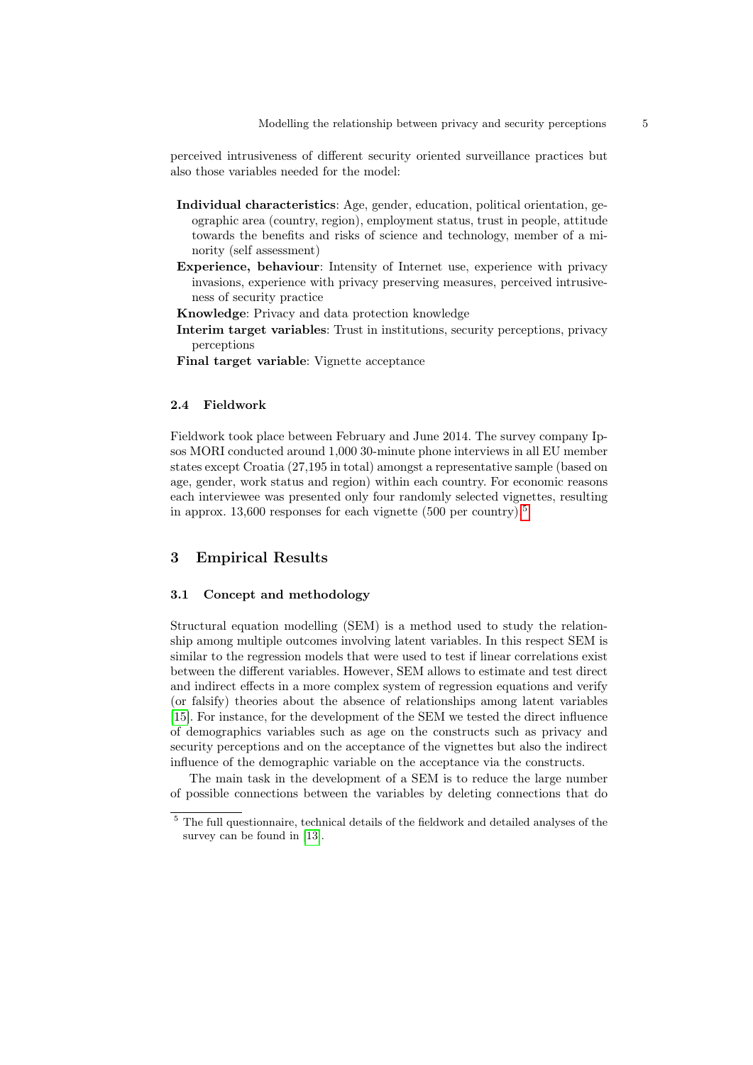perceived intrusiveness of different security oriented surveillance practices but also those variables needed for the model:

- **Individual characteristics**: Age, gender, education, political orientation, geographic area (country, region), employment status, trust in people, attitude towards the benefits and risks of science and technology, member of a minority (self assessment)
- **Experience, behaviour**: Intensity of Internet use, experience with privacy invasions, experience with privacy preserving measures, perceived intrusiveness of security practice
- **Knowledge**: Privacy and data protection knowledge
- **Interim target variables**: Trust in institutions, security perceptions, privacy perceptions
- **Final target variable**: Vignette acceptance

### 2.4 Fieldwork

Fieldwork took place between February and June 2014. The survey company Ipsos MORI conducted around 1,000 30-minute phone interviews in all EU member states except Croatia (27,195 in total) amongst a representative sample (based on age, gender, work status and region) within each country. For economic reasons each interviewee was presented only four randomly selected vignettes, resulting in approx. 13,600 responses for each vignette (500 per country).[5]

## 3 Empirical Results

### 3.1 Concept and methodology

Structural equation modelling (SEM) is a method used to study the relationship among multiple outcomes involving latent variables. In this respect SEM is similar to the regression models that were used to test if linear correlations exist between the different variables. However, SEM allows to estimate and test direct and indirect effects in a more complex system of regression equations and verify (or falsify) theories about the absence of relationships among latent variables [15]. For instance, for the development of the SEM we tested the direct influence of demographics variables such as age on the constructs such as privacy and security perceptions and on the acceptance of the vignettes but also the indirect influence of the demographic variable on the acceptance via the constructs.

The main task in the development of a SEM is to reduce the large number of possible connections between the variables by deleting connections that do

---

[5] The full questionnaire, technical details of the fieldwork and detailed analyses of the survey can be found in [13].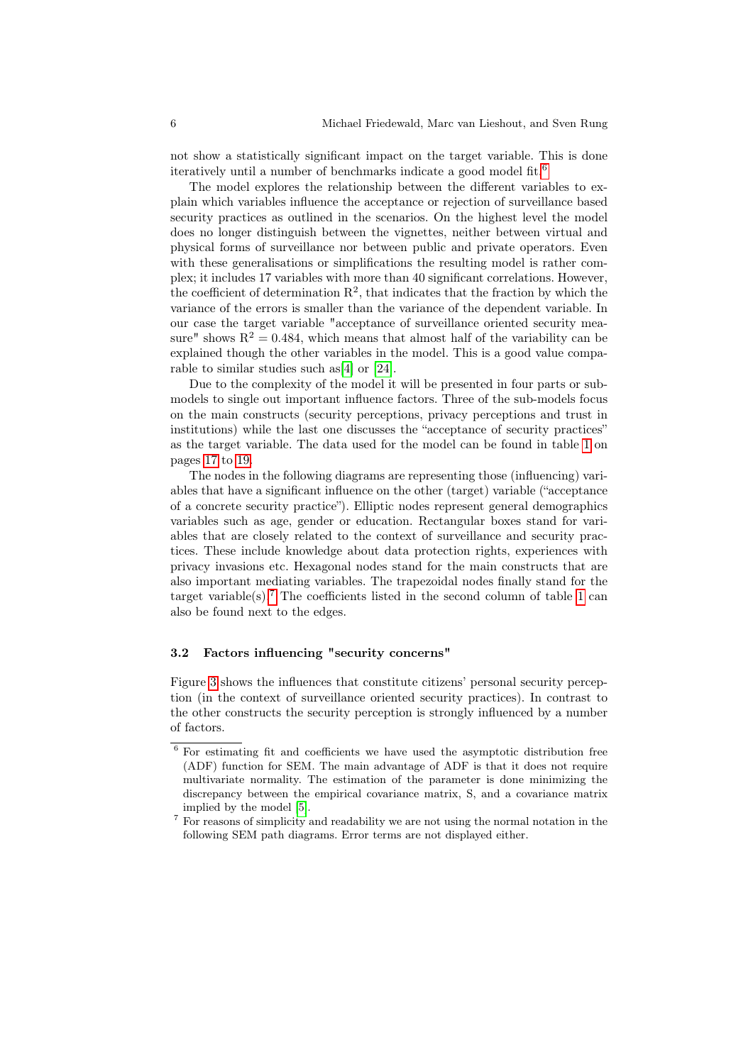not show a statistically significant impact on the target variable. This is done iteratively until a number of benchmarks indicate a good model fit.[6]

The model explores the relationship between the different variables to explain which variables influence the acceptance or rejection of surveillance based security practices as outlined in the scenarios. On the highest level the model does no longer distinguish between the vignettes, neither between virtual and physical forms of surveillance nor between public and private operators. Even with these generalisations or simplifications the resulting model is rather complex; it includes 17 variables with more than 40 significant correlations. However, the coefficient of determination $R^2$, that indicates that the fraction by which the variance of the errors is smaller than the variance of the dependent variable. In our case the target variable "acceptance of surveillance oriented security measure" shows $R^2 = 0.484$, which means that almost half of the variability can be explained though the other variables in the model. This is a good value comparable to similar studies such as[4] or [24].

Due to the complexity of the model it will be presented in four parts or submodels to single out important influence factors. Three of the sub-models focus on the main constructs (security perceptions, privacy perceptions and trust in institutions) while the last one discusses the "acceptance of security practices" as the target variable. The data used for the model can be found in table 1 on pages 17 to 19.

The nodes in the following diagrams are representing those (influencing) variables that have a significant influence on the other (target) variable ("acceptance of a concrete security practice"). Elliptic nodes represent general demographics variables such as age, gender or education. Rectangular boxes stand for variables that are closely related to the context of surveillance and security practices. These include knowledge about data protection rights, experiences with privacy invasions etc. Hexagonal nodes stand for the main constructs that are also important mediating variables. The trapezoidal nodes finally stand for the target variable(s).[7] The coefficients listed in the second column of table 1 can also be found next to the edges.

### 3.2 Factors influencing "security concerns"

Figure 3 shows the influences that constitute citizens' personal security perception (in the context of surveillance oriented security practices). In contrast to the other constructs the security perception is strongly influenced by a number of factors.

[6] For estimating fit and coefficients we have used the asymptotic distribution free (ADF) function for SEM. The main advantage of ADF is that it does not require multivariate normality. The estimation of the parameter is done minimizing the discrepancy between the empirical covariance matrix, S, and a covariance matrix implied by the model [5].

[7] For reasons of simplicity and readability we are not using the normal notation in the following SEM path diagrams. Error terms are not displayed either.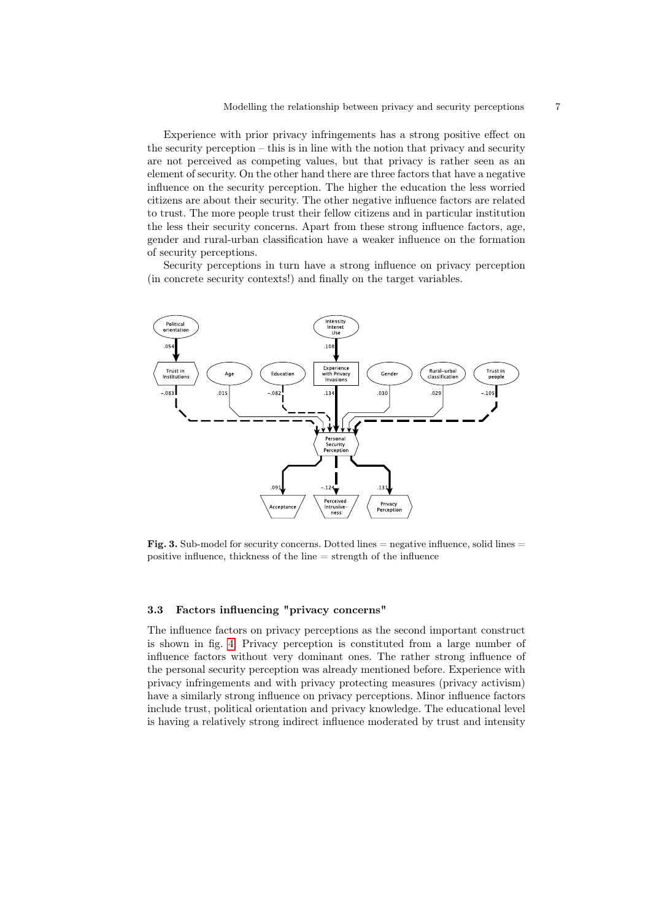Experience with prior privacy infringements has a strong positive effect on the security perception – this is in line with the notion that privacy and security are not perceived as competing values, but that privacy is rather seen as an element of security. On the other hand there are three factors that have a negative influence on the security perception. The higher the education the less worried citizens are about their security. The other negative influence factors are related to trust. The more people trust their fellow citizens and in particular institution the less their security concerns. Apart from these strong influence factors, age, gender and rural-urban classification have a weaker influence on the formation of security perceptions.

Security perceptions in turn have a strong influence on privacy perception (in concrete security contexts!) and finally on the target variables.

**Fig. 3.** Sub-model for security concerns. Dotted lines = negative influence, solid lines = positive influence, thickness of the line = strength of the influence

### 3.3 Factors influencing "privacy concerns"

The influence factors on privacy perceptions as the second important construct is shown in fig. 4. Privacy perception is constituted from a large number of influence factors without very dominant ones. The rather strong influence of the personal security perception was already mentioned before. Experience with privacy infringements and with privacy protecting measures (privacy activism) have a similarly strong influence on privacy perceptions. Minor influence factors include trust, political orientation and privacy knowledge. The educational level is having a relatively strong indirect influence moderated by trust and intensity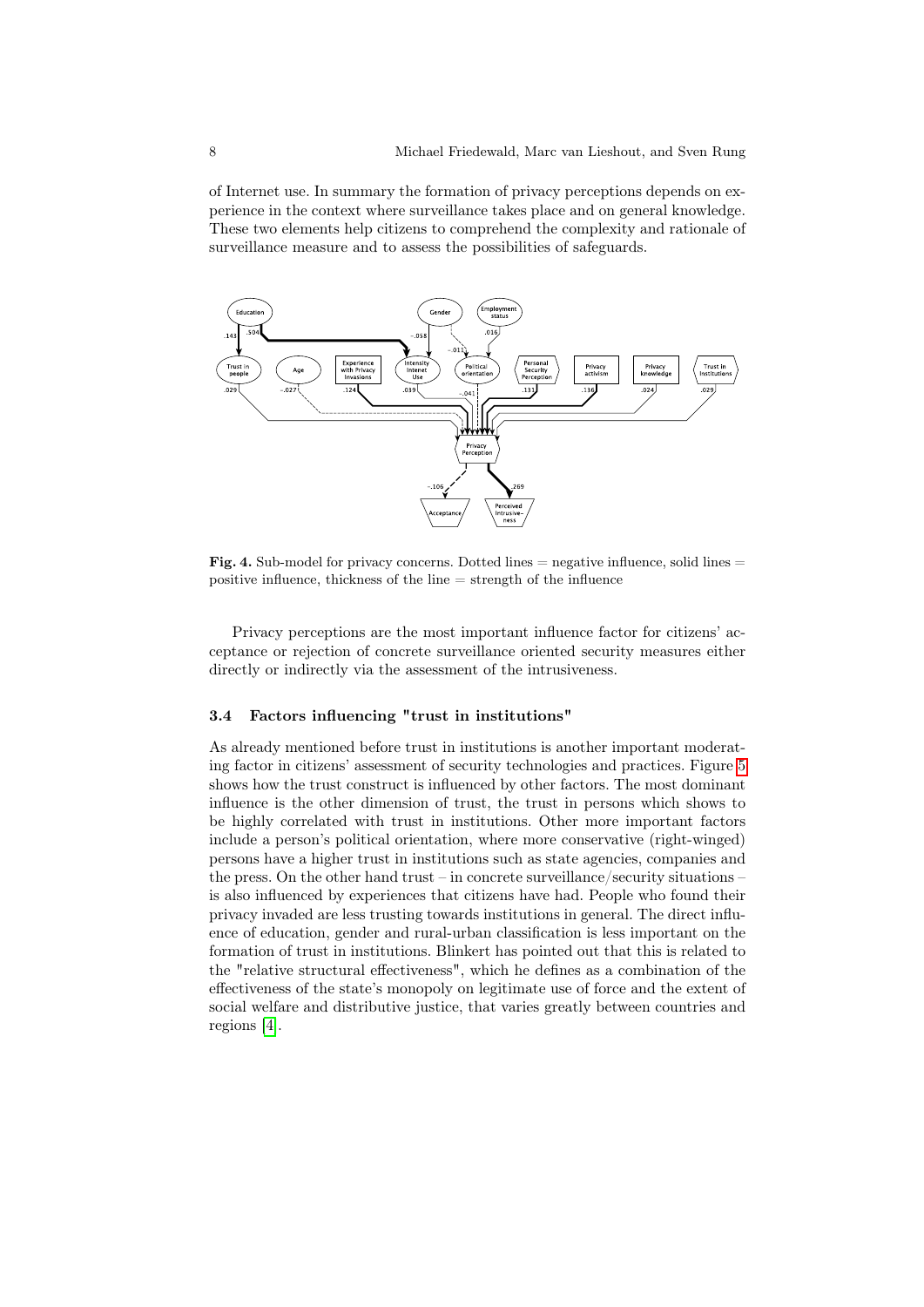of Internet use. In summary the formation of privacy perceptions depends on experience in the context where surveillance takes place and on general knowledge. These two elements help citizens to comprehend the complexity and rationale of surveillance measure and to assess the possibilities of safeguards.

**Fig. 4.** Sub-model for privacy concerns. Dotted lines = negative influence, solid lines = positive influence, thickness of the line = strength of the influence

Privacy perceptions are the most important influence factor for citizens' acceptance or rejection of concrete surveillance oriented security measures either directly or indirectly via the assessment of the intrusiveness.

### 3.4 Factors influencing "trust in institutions"

As already mentioned before trust in institutions is another important moderating factor in citizens' assessment of security technologies and practices. Figure 5 shows how the trust construct is influenced by other factors. The most dominant influence is the other dimension of trust, the trust in persons which shows to be highly correlated with trust in institutions. Other more important factors include a person's political orientation, where more conservative (right-winged) persons have a higher trust in institutions such as state agencies, companies and the press. On the other hand trust – in concrete surveillance/security situations – is also influenced by experiences that citizens have had. People who found their privacy invaded are less trusting towards institutions in general. The direct influence of education, gender and rural-urban classification is less important on the formation of trust in institutions. Blinkert has pointed out that this is related to the "relative structural effectiveness", which he defines as a combination of the effectiveness of the state's monopoly on legitimate use of force and the extent of social welfare and distributive justice, that varies greatly between countries and regions [4].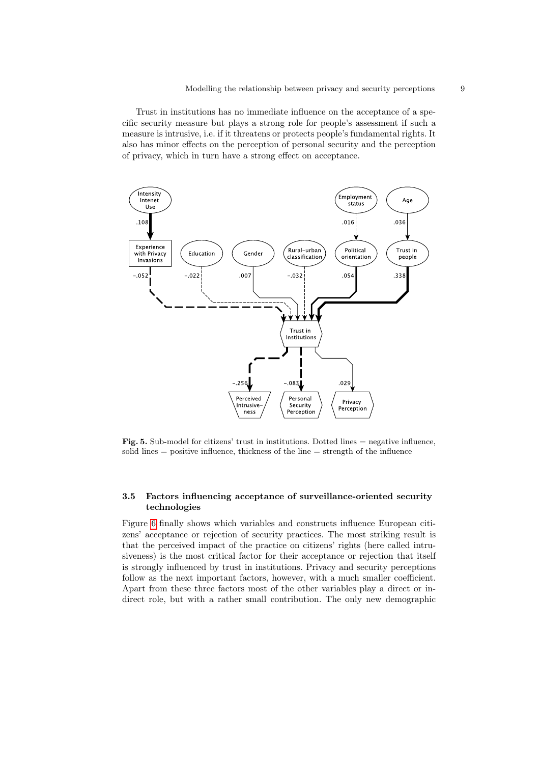Trust in institutions has no immediate influence on the acceptance of a specific security measure but plays a strong role for people's assessment if such a measure is intrusive, i.e. if it threatens or protects people's fundamental rights. It also has minor effects on the perception of personal security and the perception of privacy, which in turn have a strong effect on acceptance.

**Fig. 5.** Sub-model for citizens' trust in institutions. Dotted lines = negative influence, solid lines = positive influence, thickness of the line = strength of the influence

### 3.5 Factors influencing acceptance of surveillance-oriented security technologies

Figure 6 finally shows which variables and constructs influence European citizens' acceptance or rejection of security practices. The most striking result is that the perceived impact of the practice on citizens' rights (here called intrusiveness) is the most critical factor for their acceptance or rejection that itself is strongly influenced by trust in institutions. Privacy and security perceptions follow as the next important factors, however, with a much smaller coefficient. Apart from these three factors most of the other variables play a direct or indirect role, but with a rather small contribution. The only new demographic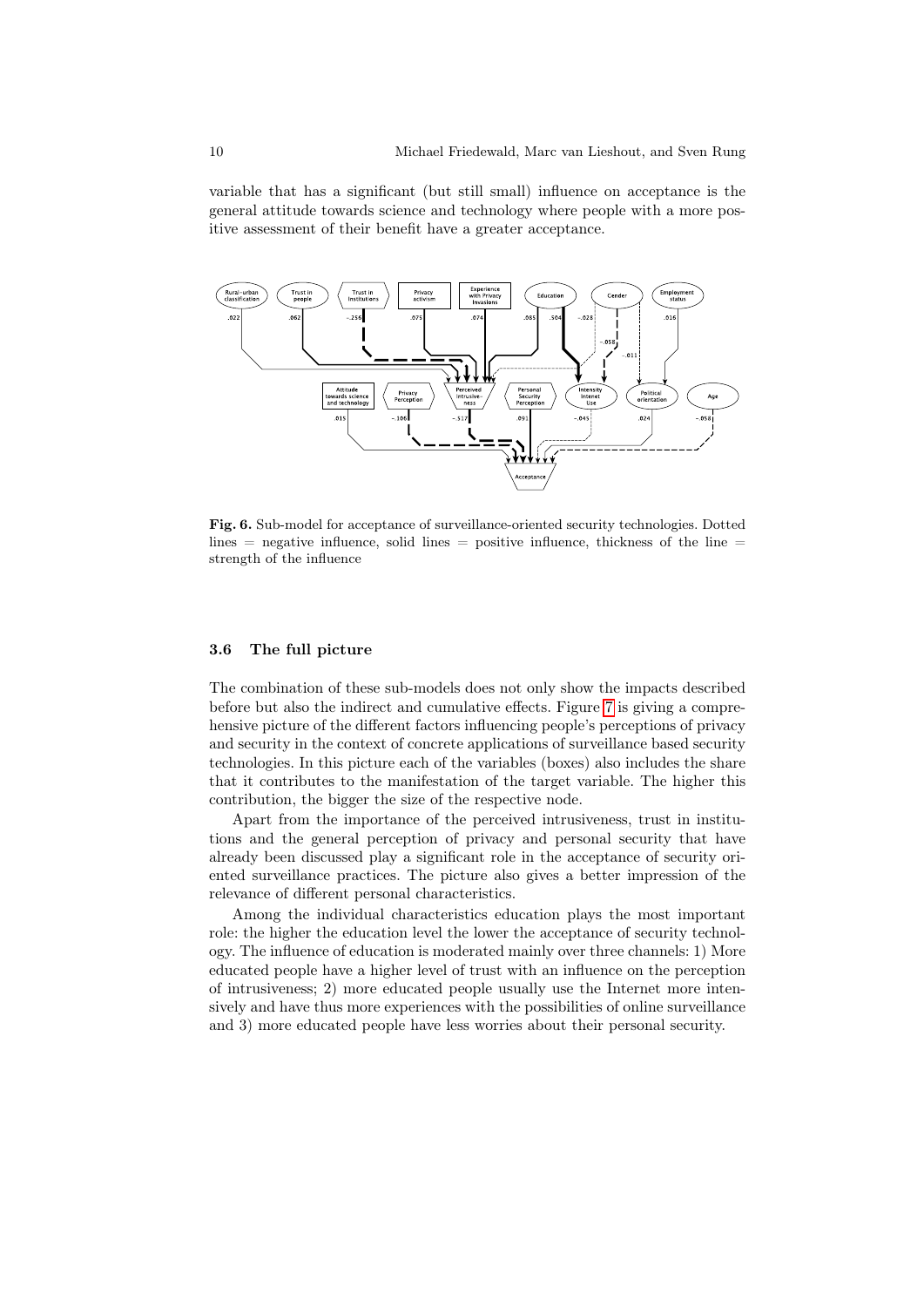variable that has a significant (but still small) influence on acceptance is the general attitude towards science and technology where people with a more positive assessment of their benefit have a greater acceptance.

**Fig. 6.** Sub-model for acceptance of surveillance-oriented security technologies. Dotted lines = negative influence, solid lines = positive influence, thickness of the line = strength of the influence

### 3.6 The full picture

The combination of these sub-models does not only show the impacts described before but also the indirect and cumulative effects. Figure 7 is giving a comprehensive picture of the different factors influencing people's perceptions of privacy and security in the context of concrete applications of surveillance based security technologies. In this picture each of the variables (boxes) also includes the share that it contributes to the manifestation of the target variable. The higher this contribution, the bigger the size of the respective node.

Apart from the importance of the perceived intrusiveness, trust in institutions and the general perception of privacy and personal security that have already been discussed play a significant role in the acceptance of security oriented surveillance practices. The picture also gives a better impression of the relevance of different personal characteristics.

Among the individual characteristics education plays the most important role: the higher the education level the lower the acceptance of security technology. The influence of education is moderated mainly over three channels: 1) More educated people have a higher level of trust with an influence on the perception of intrusiveness; 2) more educated people usually use the Internet more intensively and have thus more experiences with the possibilities of online surveillance and 3) more educated people have less worries about their personal security.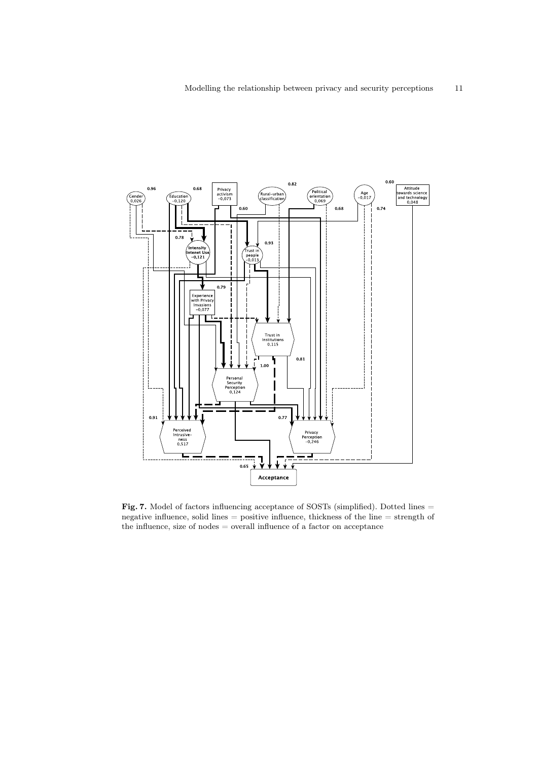**Fig. 7.** Model of factors influencing acceptance of SOSTs (simplified). Dotted lines = negative influence, solid lines = positive influence, thickness of the line = strength of the influence, size of nodes = overall influence of a factor on acceptance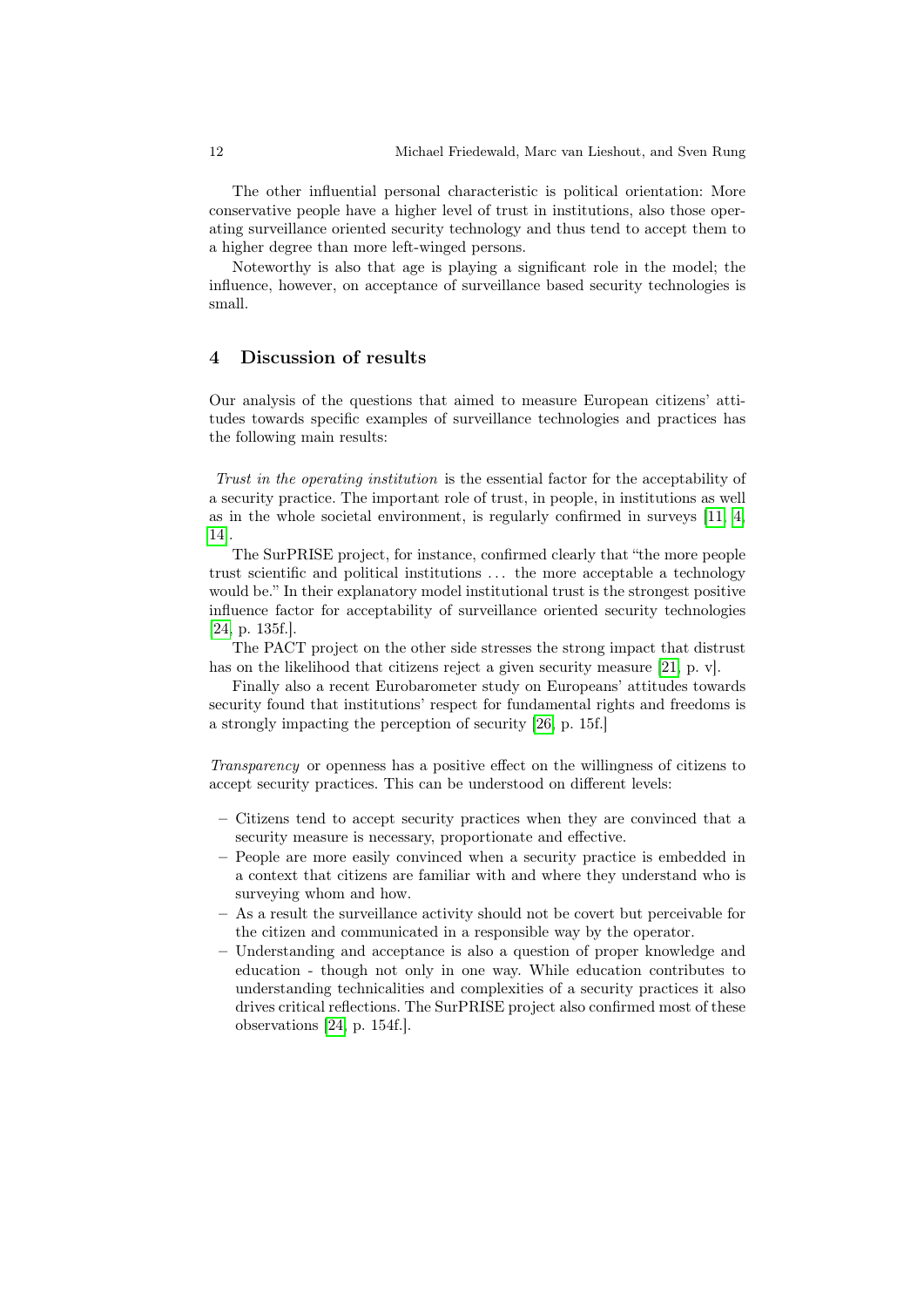The other influential personal characteristic is political orientation: More conservative people have a higher level of trust in institutions, also those operating surveillance oriented security technology and thus tend to accept them to a higher degree than more left-winged persons.

Noteworthy is also that age is playing a significant role in the model; the influence, however, on acceptance of surveillance based security technologies is small.

## 4 Discussion of results

Our analysis of the questions that aimed to measure European citizens' attitudes towards specific examples of surveillance technologies and practices has the following main results:

*Trust in the operating institution* is the essential factor for the acceptability of a security practice. The important role of trust, in people, in institutions as well as in the whole societal environment, is regularly confirmed in surveys [11, 4, 14].

The SurPRISE project, for instance, confirmed clearly that "the more people trust scientific and political institutions ... the more acceptable a technology would be." In their explanatory model institutional trust is the strongest positive influence factor for acceptability of surveillance oriented security technologies [24, p. 135f.].

The PACT project on the other side stresses the strong impact that distrust has on the likelihood that citizens reject a given security measure [21, p. v].

Finally also a recent Eurobarometer study on Europeans' attitudes towards security found that institutions' respect for fundamental rights and freedoms is a strongly impacting the perception of security [26, p. 15f.]

*Transparency* or openness has a positive effect on the willingness of citizens to accept security practices. This can be understood on different levels:

- Citizens tend to accept security practices when they are convinced that a security measure is necessary, proportionate and effective.
- People are more easily convinced when a security practice is embedded in a context that citizens are familiar with and where they understand who is surveying whom and how.
- As a result the surveillance activity should not be covert but perceivable for the citizen and communicated in a responsible way by the operator.
- Understanding and acceptance is also a question of proper knowledge and education - though not only in one way. While education contributes to understanding technicalities and complexities of a security practices it also drives critical reflections. The SurPRISE project also confirmed most of these observations [24, p. 154f.].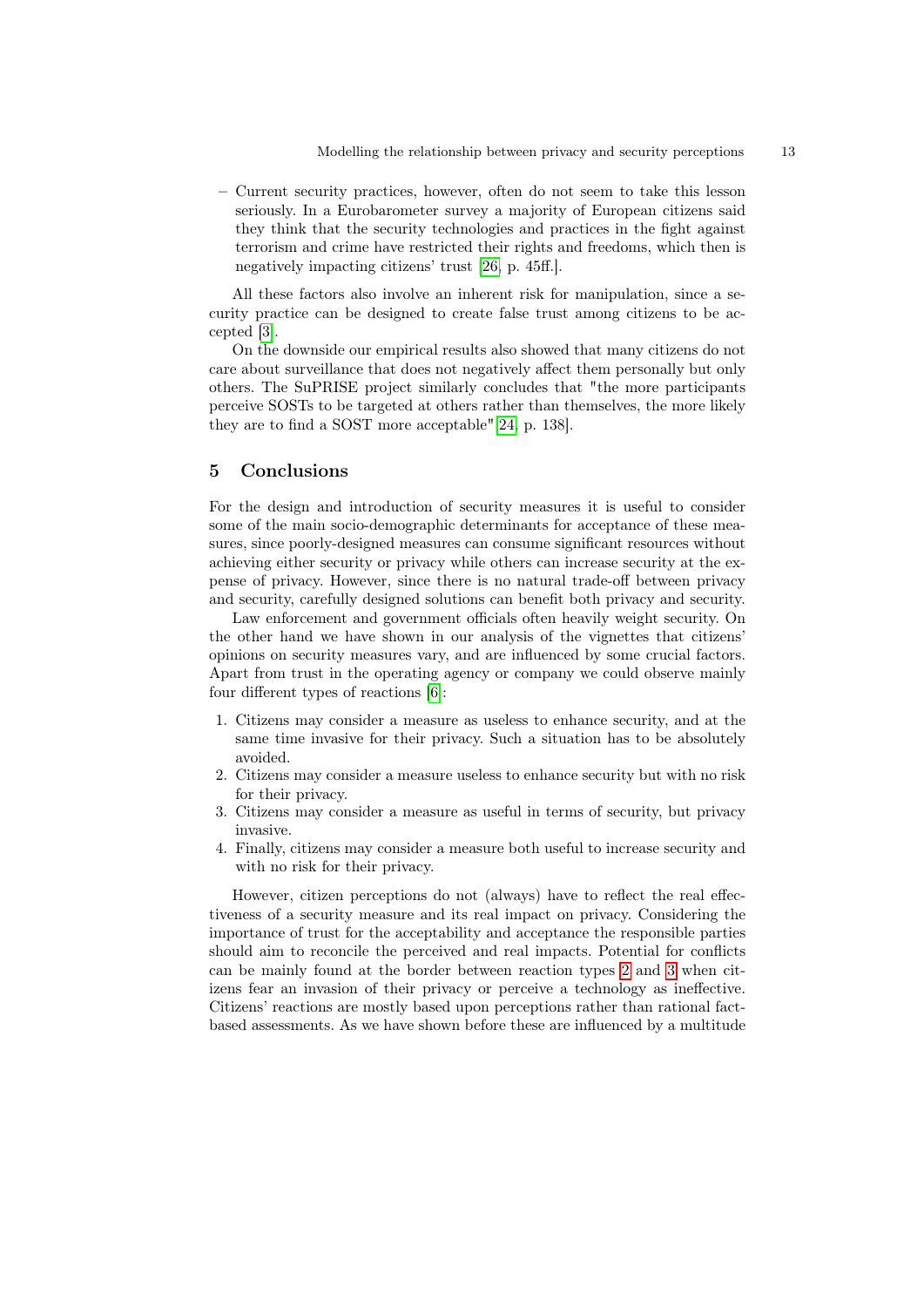- Current security practices, however, often do not seem to take this lesson seriously. In a Eurobarometer survey a majority of European citizens said they think that the security technologies and practices in the fight against terrorism and crime have restricted their rights and freedoms, which then is negatively impacting citizens' trust [26, p. 45ff.].

All these factors also involve an inherent risk for manipulation, since a security practice can be designed to create false trust among citizens to be accepted [3].

On the downside our empirical results also showed that many citizens do not care about surveillance that does not negatively affect them personally but only others. The SuPRISE project similarly concludes that "the more participants perceive SOSTs to be targeted at others rather than themselves, the more likely they are to find a SOST more acceptable"[24, p. 138].

## 5 Conclusions

For the design and introduction of security measures it is useful to consider some of the main socio-demographic determinants for acceptance of these measures, since poorly-designed measures can consume significant resources without achieving either security or privacy while others can increase security at the expense of privacy. However, since there is no natural trade-off between privacy and security, carefully designed solutions can benefit both privacy and security.

Law enforcement and government officials often heavily weight security. On the other hand we have shown in our analysis of the vignettes that citizens' opinions on security measures vary, and are influenced by some crucial factors. Apart from trust in the operating agency or company we could observe mainly four different types of reactions [6]:

1. Citizens may consider a measure as useless to enhance security, and at the same time invasive for their privacy. Such a situation has to be absolutely avoided.
2. Citizens may consider a measure useless to enhance security but with no risk for their privacy.
3. Citizens may consider a measure as useful in terms of security, but privacy invasive.
4. Finally, citizens may consider a measure both useful to increase security and with no risk for their privacy.

However, citizen perceptions do not (always) have to reflect the real effectiveness of a security measure and its real impact on privacy. Considering the importance of trust for the acceptability and acceptance the responsible parties should aim to reconcile the perceived and real impacts. Potential for conflicts can be mainly found at the border between reaction types 2 and 3 when citizens fear an invasion of their privacy or perceive a technology as ineffective. Citizens' reactions are mostly based upon perceptions rather than rational fact-based assessments. As we have shown before these are influenced by a multitude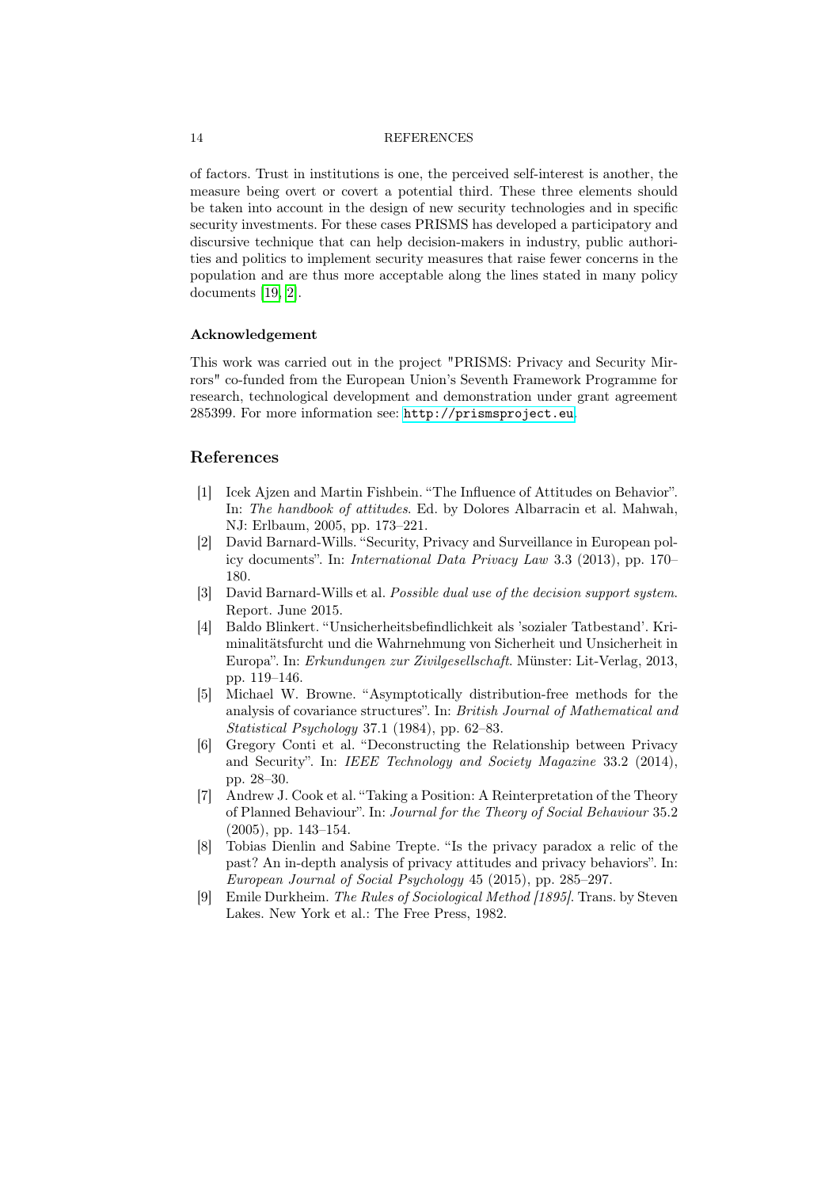of factors. Trust in institutions is one, the perceived self-interest is another, the measure being overt or covert a potential third. These three elements should be taken into account in the design of new security technologies and in specific security investments. For these cases PRISMS has developed a participatory and discursive technique that can help decision-makers in industry, public authorities and politics to implement security measures that raise fewer concerns in the population and are thus more acceptable along the lines stated in many policy documents [19, 2].

### Acknowledgement

This work was carried out in the project "PRISMS: Privacy and Security Mirrors" co-funded from the European Union's Seventh Framework Programme for research, technological development and demonstration under grant agreement 285399. For more information see: http://prismsproject.eu.

## References

[1] Icek Ajzen and Martin Fishbein. "The Influence of Attitudes on Behavior". In: *The handbook of attitudes*. Ed. by Dolores Albarracin et al. Mahwah, NJ: Erlbaum, 2005, pp. 173–221.

[2] David Barnard-Wills. "Security, Privacy and Surveillance in European policy documents". In: *International Data Privacy Law* 3.3 (2013), pp. 170–180.

[3] David Barnard-Wills et al. *Possible dual use of the decision support system*. Report. June 2015.

[4] Baldo Blinkert. "Unsicherheitsbefindlichkeit als 'sozialer Tatbestand'. Kriminalitätsfurcht und die Wahrnehmung von Sicherheit und Unsicherheit in Europa". In: *Erkundungen zur Zivilgesellschaft*. Münster: Lit-Verlag, 2013, pp. 119–146.

[5] Michael W. Browne. "Asymptotically distribution-free methods for the analysis of covariance structures". In: *British Journal of Mathematical and Statistical Psychology* 37.1 (1984), pp. 62–83.

[6] Gregory Conti et al. "Deconstructing the Relationship between Privacy and Security". In: *IEEE Technology and Society Magazine* 33.2 (2014), pp. 28–30.

[7] Andrew J. Cook et al. "Taking a Position: A Reinterpretation of the Theory of Planned Behaviour". In: *Journal for the Theory of Social Behaviour* 35.2 (2005), pp. 143–154.

[8] Tobias Dienlin and Sabine Trepte. "Is the privacy paradox a relic of the past? An in-depth analysis of privacy attitudes and privacy behaviors". In: *European Journal of Social Psychology* 45 (2015), pp. 285–297.

[9] Emile Durkheim. *The Rules of Sociological Method [1895]*. Trans. by Steven Lakes. New York et al.: The Free Press, 1982.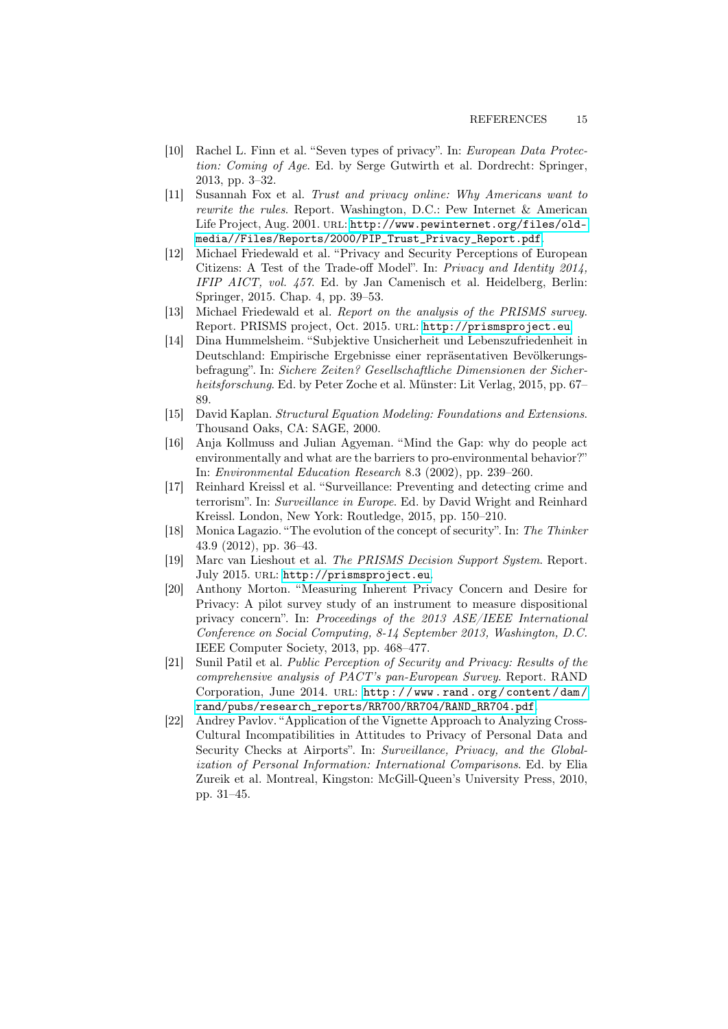[10] Rachel L. Finn et al. "Seven types of privacy". In: *European Data Protection: Coming of Age*. Ed. by Serge Gutwirth et al. Dordrecht: Springer, 2013, pp. 3–32.

[11] Susannah Fox et al. *Trust and privacy online: Why Americans want to rewrite the rules*. Report. Washington, D.C.: Pew Internet & American Life Project, Aug. 2001. URL: http://www.pewinternet.org/files/old-media//Files/Reports/2000/PIP_Trust_Privacy_Report.pdf.

[12] Michael Friedewald et al. "Privacy and Security Perceptions of European Citizens: A Test of the Trade-off Model". In: *Privacy and Identity 2014, IFIP AICT, vol. 457*. Ed. by Jan Camenisch et al. Heidelberg, Berlin: Springer, 2015. Chap. 4, pp. 39–53.

[13] Michael Friedewald et al. *Report on the analysis of the PRISMS survey*. Report. PRISMS project, Oct. 2015. URL: http://prismsproject.eu.

[14] Dina Hummelsheim. "Subjektive Unsicherheit und Lebenszufriedenheit in Deutschland: Empirische Ergebnisse einer repräsentativen Bevölkerungsbefragung". In: *Sichere Zeiten? Gesellschaftliche Dimensionen der Sicherheitsforschung*. Ed. by Peter Zoche et al. Münster: Lit Verlag, 2015, pp. 67–89.

[15] David Kaplan. *Structural Equation Modeling: Foundations and Extensions*. Thousand Oaks, CA: SAGE, 2000.

[16] Anja Kollmuss and Julian Agyeman. "Mind the Gap: why do people act environmentally and what are the barriers to pro-environmental behavior?" In: *Environmental Education Research* 8.3 (2002), pp. 239–260.

[17] Reinhard Kreissl et al. "Surveillance: Preventing and detecting crime and terrorism". In: *Surveillance in Europe*. Ed. by David Wright and Reinhard Kreissl. London, New York: Routledge, 2015, pp. 150–210.

[18] Monica Lagazio. "The evolution of the concept of security". In: *The Thinker* 43.9 (2012), pp. 36–43.

[19] Marc van Lieshout et al. *The PRISMS Decision Support System*. Report. July 2015. URL: http://prismsproject.eu.

[20] Anthony Morton. "Measuring Inherent Privacy Concern and Desire for Privacy: A pilot survey study of an instrument to measure dispositional privacy concern". In: *Proceedings of the 2013 ASE/IEEE International Conference on Social Computing, 8-14 September 2013, Washington, D.C.* IEEE Computer Society, 2013, pp. 468–477.

[21] Sunil Patil et al. *Public Perception of Security and Privacy: Results of the comprehensive analysis of PACT's pan-European Survey*. Report. RAND Corporation, June 2014. URL: http://www.rand.org/content/dam/rand/pubs/research_reports/RR700/RR704/RAND_RR704.pdf.

[22] Andrey Pavlov. "Application of the Vignette Approach to Analyzing Cross-Cultural Incompatibilities in Attitudes to Privacy of Personal Data and Security Checks at Airports". In: *Surveillance, Privacy, and the Globalization of Personal Information: International Comparisons*. Ed. by Elia Zureik et al. Montreal, Kingston: McGill-Queen's University Press, 2010, pp. 31–45.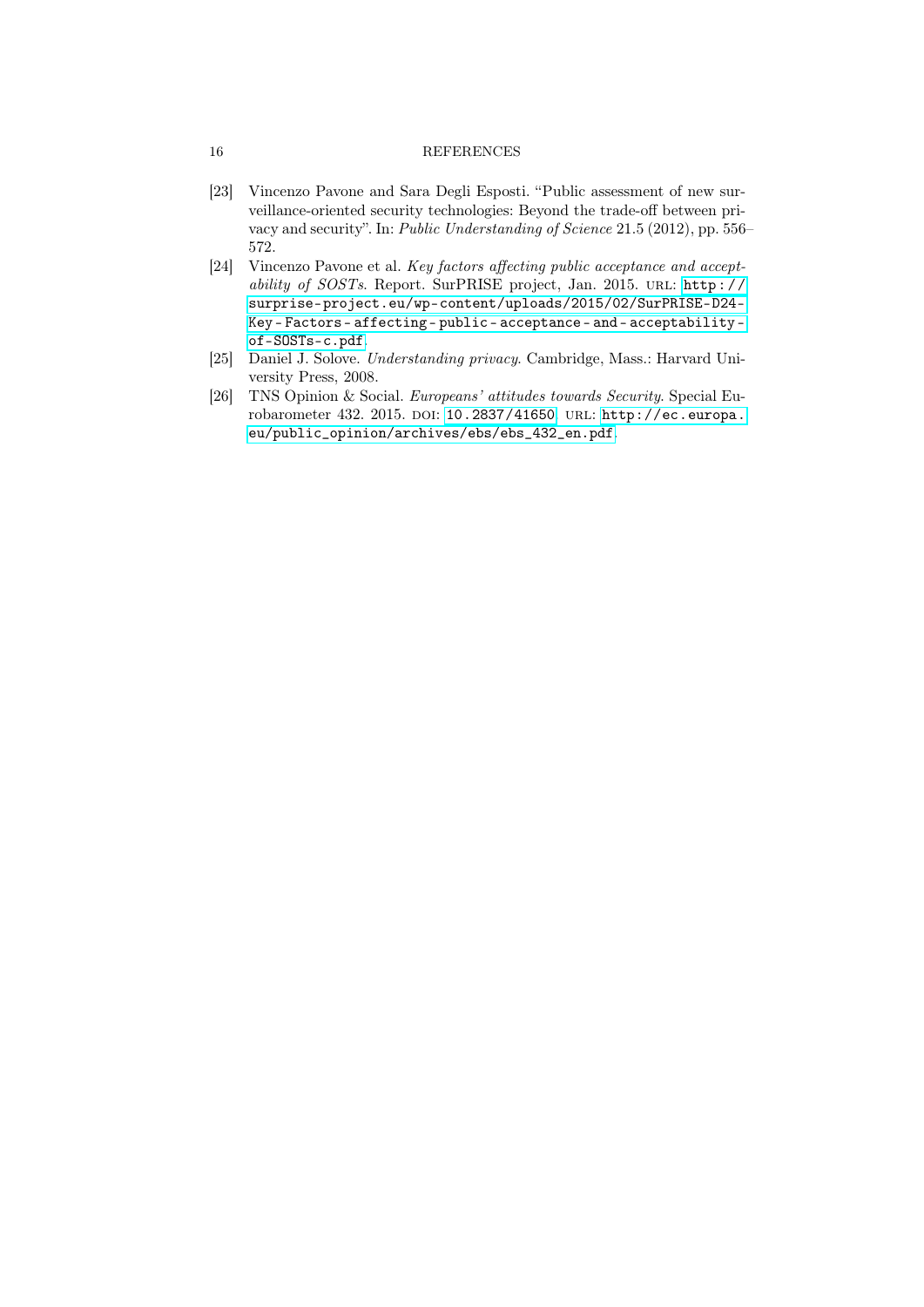[23] Vincenzo Pavone and Sara Degli Esposti. "Public assessment of new surveillance-oriented security technologies: Beyond the trade-off between privacy and security". In: *Public Understanding of Science* 21.5 (2012), pp. 556–572.

[24] Vincenzo Pavone et al. *Key factors affecting public acceptance and acceptability of SOSTs*. Report. SurPRISE project, Jan. 2015. URL: http://surprise-project.eu/wp-content/uploads/2015/02/SurPRISE-D24-Key-Factors-affecting-public-acceptance-and-acceptability-of-SOSTs-c.pdf.

[25] Daniel J. Solove. *Understanding privacy*. Cambridge, Mass.: Harvard University Press, 2008.

[26] TNS Opinion & Social. *Europeans' attitudes towards Security*. Special Eurobarometer 432. 2015. DOI: 10.2837/41650. URL: http://ec.europa.eu/public_opinion/archives/ebs/ebs_432_en.pdf.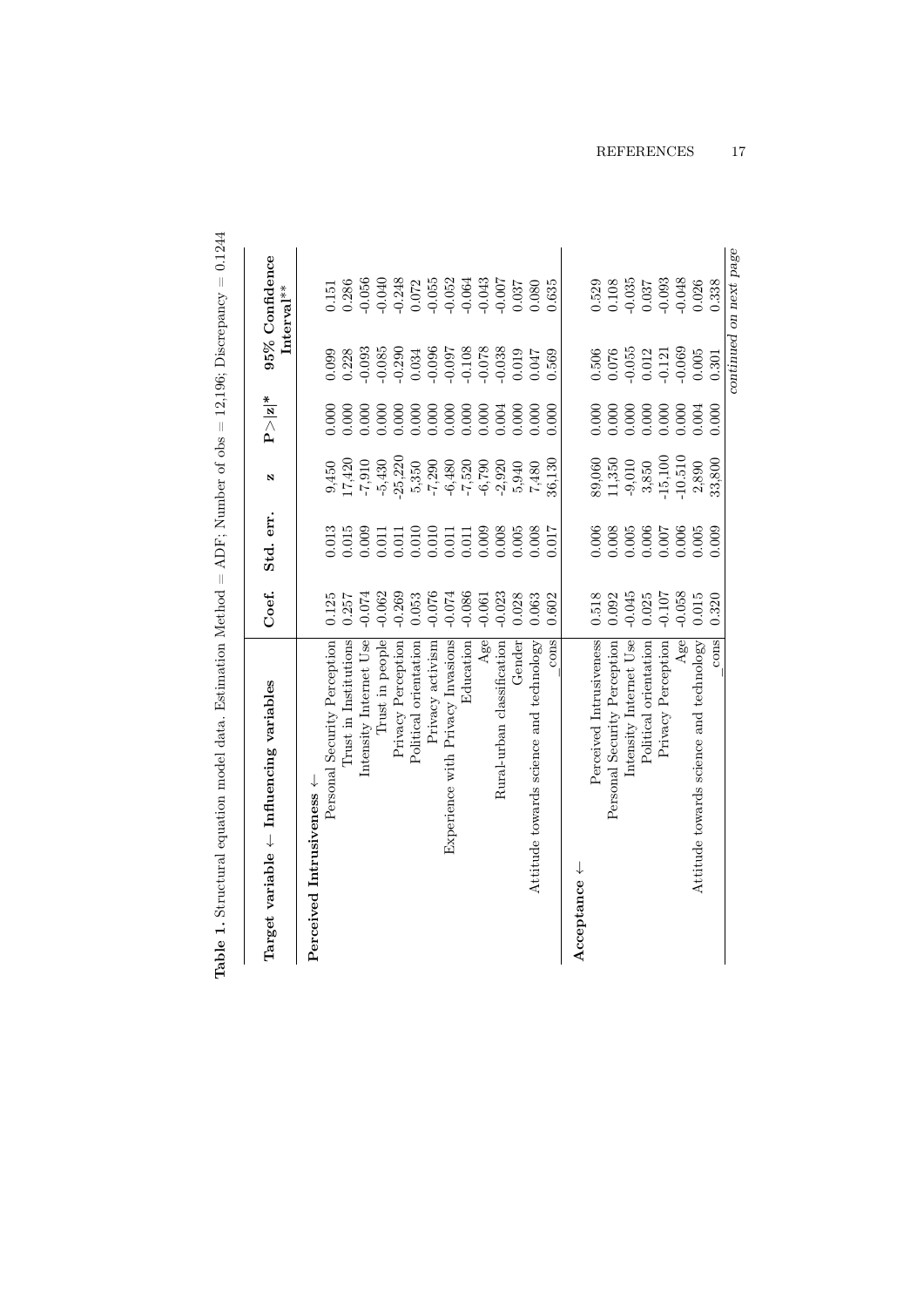**Table 1.** Structural equation model data. Estimation Method = ADF; Number of obs = 12,196; Discrepancy = 0.1244

| Target variable ← Influencing variables | Coef. | Std. err. | z | P>\|z\|* | 95% Confidence Interval** | |
|---|---|---|---|---|---|---|
| **Perceived Intrusiveness ←** | | | | | | |
| Personal Security Perception | 0.125 | 0.013 | 9,450 | 0.000 | 0.099 | 0.151 |
| Trust in Institutions | 0.257 | 0.015 | 17,420 | 0.000 | 0.228 | 0.286 |
| Intensity Internet Use | -0.074 | 0.009 | -7,910 | 0.000 | -0.093 | -0.056 |
| Trust in people | -0.062 | 0.011 | -5,430 | 0.000 | -0.085 | -0.040 |
| Privacy Perception | -0.269 | 0.011 | -25,220 | 0.000 | -0.290 | -0.248 |
| Political orientation | 0.053 | 0.010 | 5,350 | 0.000 | 0.034 | 0.072 |
| Privacy activism | -0.076 | 0.010 | -7,290 | 0.000 | -0.096 | -0.055 |
| Experience with Privacy Invasions | -0.074 | 0.011 | -6,480 | 0.000 | -0.097 | -0.052 |
| Education | -0.086 | 0.011 | -7,520 | 0.000 | -0.108 | -0.064 |
| Age | -0.061 | 0.009 | -6,790 | 0.000 | -0.078 | -0.043 |
| Rural-urban classification | -0.023 | 0.008 | -2,920 | 0.004 | -0.038 | -0.007 |
| Gender | 0.028 | 0.005 | 5,940 | 0.000 | 0.019 | 0.037 |
| Attitude towards science and technology | 0.063 | 0.008 | 7,480 | 0.000 | 0.047 | 0.080 |
| _cons | 0.602 | 0.017 | 36,130 | 0.000 | 0.569 | 0.635 |
| **Acceptance ←** | | | | | | |
| Perceived Intrusiveness | 0.518 | 0.006 | 89,060 | 0.000 | 0.506 | 0.529 |
| Personal Security Perception | 0.092 | 0.008 | 11,350 | 0.000 | 0.076 | 0.108 |
| Intensity Internet Use | -0.045 | 0.005 | -9,010 | 0.000 | -0.055 | -0.035 |
| Political orientation | 0.025 | 0.006 | 3,850 | 0.000 | 0.012 | 0.037 |
| Privacy Perception | -0.107 | 0.007 | -15,100 | 0.000 | -0.121 | -0.093 |
| Age | -0.058 | 0.006 | -10,510 | 0.000 | -0.069 | -0.048 |
| Attitude towards science and technology | 0.015 | 0.005 | 2,890 | 0.004 | 0.005 | 0.026 |
| _cons | 0.320 | 0.009 | 33,800 | 0.000 | 0.301 | 0.338 |

*continued on next page*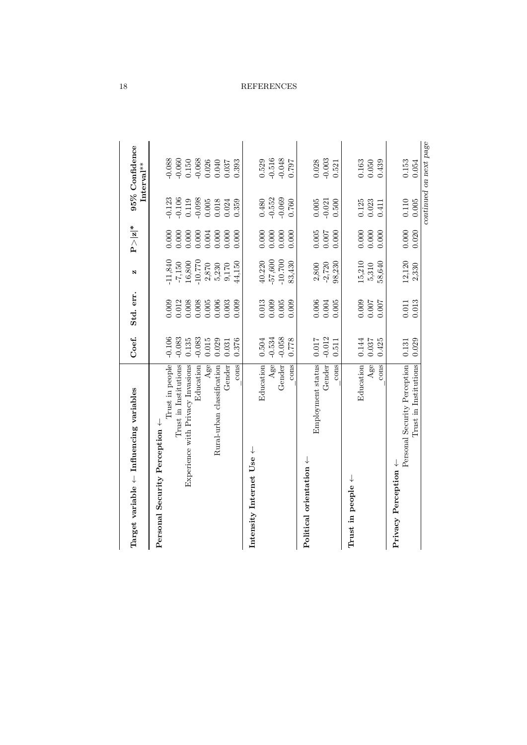| Target variable ← Influencing variables | Coef. | Std. err. | z | P>\|z\|* | 95% Confidence Interval** | |
|---|---|---|---|---|---|---|
| **Personal Security Perception ←** | | | | | | |
| Trust in people | -0.106 | 0.009 | -11,840 | 0.000 | -0.123 | -0.088 |
| Trust in Institutions | -0.083 | 0.012 | -7,150 | 0.000 | -0.106 | -0.060 |
| Experience with Privacy Invasions | 0.135 | 0.008 | 16,800 | 0.000 | 0.119 | 0.150 |
| Education | -0.083 | 0.008 | -10,770 | 0.000 | -0.098 | -0.068 |
| Age | 0.015 | 0.005 | 2,870 | 0.004 | 0.005 | 0.026 |
| Rural-urban classification | 0.029 | 0.006 | 5,230 | 0.000 | 0.018 | 0.040 |
| Gender | 0.031 | 0.003 | 9,170 | 0.000 | 0.024 | 0.037 |
| _cons | 0.376 | 0.009 | 44,150 | 0.000 | 0.359 | 0.393 |
| **Intensity Internet Use ←** | | | | | | |
| Education | 0.504 | 0.013 | 40,220 | 0.000 | 0.480 | 0.529 |
| Age | -0.534 | 0.009 | -57,600 | 0.000 | -0.552 | -0.516 |
| Gender | -0.058 | 0.005 | -10,700 | 0.000 | -0.069 | -0.048 |
| _cons | 0.778 | 0.009 | 83,430 | 0.000 | 0.760 | 0.797 |
| **Political orientation ←** | | | | | | |
| Employment status | 0.017 | 0.006 | 2,800 | 0.005 | 0.005 | 0.028 |
| Gender | -0.012 | 0.004 | -2,720 | 0.007 | -0.021 | -0.003 |
| _cons | 0.511 | 0.005 | 98,230 | 0.000 | 0.500 | 0.521 |
| **Trust in people ←** | | | | | | |
| Education | 0.144 | 0.009 | 15,210 | 0.000 | 0.125 | 0.163 |
| Age | 0.037 | 0.007 | 5,310 | 0.000 | 0.023 | 0.050 |
| _cons | 0.425 | 0.007 | 58,640 | 0.000 | 0.411 | 0.439 |
| **Privacy Perception ←** | | | | | | |
| Personal Security Perception | 0.131 | 0.011 | 12,120 | 0.000 | 0.110 | 0.153 |
| Trust in Institutions | 0.029 | 0.013 | 2,330 | 0.020 | 0.005 | 0.054 |

*continued on next page*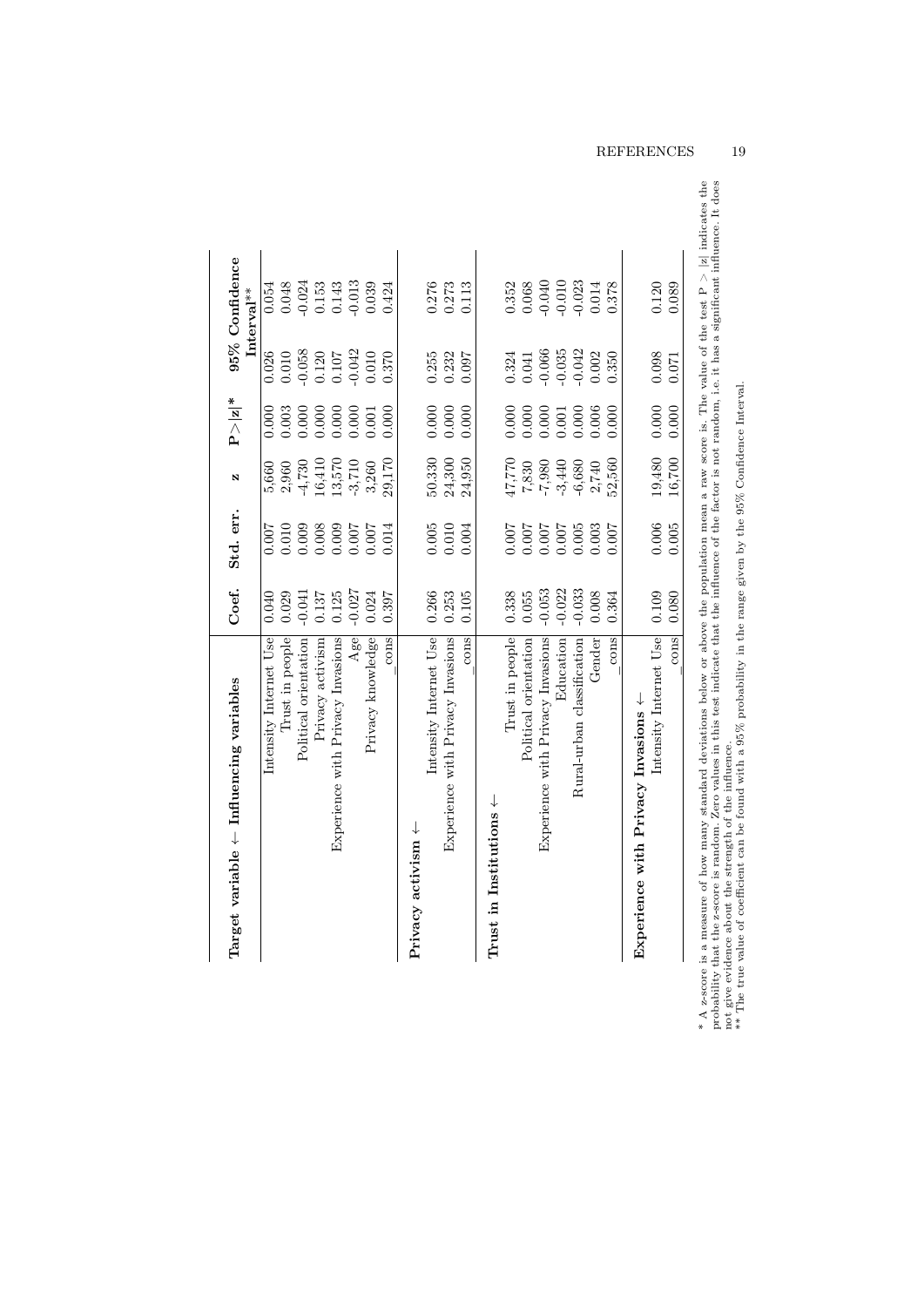| Target variable ← Influencing variables | Coef. | Std. err. | z | P>\|z\|* | 95% Confidence Interval** | |
|---|---|---|---|---|---|---|
| Intensity Internet Use | 0.040 | 0.007 | 5,660 | 0.000 | 0.026 | 0.054 |
| Trust in people | 0.029 | 0.010 | 2,960 | 0.003 | 0.010 | 0.048 |
| Political orientation | -0.041 | 0.009 | -4,730 | 0.000 | -0.058 | -0.024 |
| Privacy activism | 0.137 | 0.008 | 16,410 | 0.000 | 0.120 | 0.153 |
| Experience with Privacy Invasions | 0.125 | 0.009 | 13,570 | 0.000 | 0.107 | 0.143 |
| Age | -0.027 | 0.007 | -3,710 | 0.000 | -0.042 | -0.013 |
| Privacy knowledge | 0.024 | 0.007 | 3,260 | 0.001 | 0.010 | 0.039 |
| _cons | 0.397 | 0.014 | 29,170 | 0.000 | 0.370 | 0.424 |
| **Privacy activism ←** | | | | | | |
| Intensity Internet Use | 0.266 | 0.005 | 50.330 | 0.000 | 0.255 | 0.276 |
| Experience with Privacy Invasions | 0.253 | 0.010 | 24,300 | 0.000 | 0.232 | 0.273 |
| _cons | 0.105 | 0.004 | 24,950 | 0.000 | 0.097 | 0.113 |
| **Trust in Institutions ←** | | | | | | |
| Trust in people | 0.338 | 0.007 | 47,770 | 0.000 | 0.324 | 0.352 |
| Political orientation | 0.055 | 0.007 | 7,830 | 0.000 | 0.041 | 0.068 |
| Experience with Privacy Invasions | -0.053 | 0.007 | -7,980 | 0.000 | -0.066 | -0.040 |
| Education | -0.022 | 0.007 | -3,440 | 0.001 | -0.035 | -0.010 |
| Rural-urban classification | -0.033 | 0.005 | -6,680 | 0.000 | -0.042 | -0.023 |
| Gender | 0.008 | 0.003 | 2,740 | 0.006 | 0.002 | 0.014 |
| _cons | 0.364 | 0.007 | 52,560 | 0.000 | 0.350 | 0.378 |
| **Experience with Privacy Invasions ←** | | | | | | |
| Intensity Internet Use | 0.109 | 0.006 | 19,480 | 0.000 | 0.098 | 0.120 |
| _cons | 0.080 | 0.005 | 16,700 | 0.000 | 0.071 | 0.089 |

\* A z-score is a measure of how many standard deviations below or above the population mean a raw score is. The value of the test P > |z| indicates the probability that the z-score is random. Zero values in this test indicate that the influence of the factor is not random, i.e. it has a significant influence. It does not give evidence about the strength of the influence.

\*\* The true value of coefficient can be found with a 95% probability in the range given by the 95% Confidence Interval.